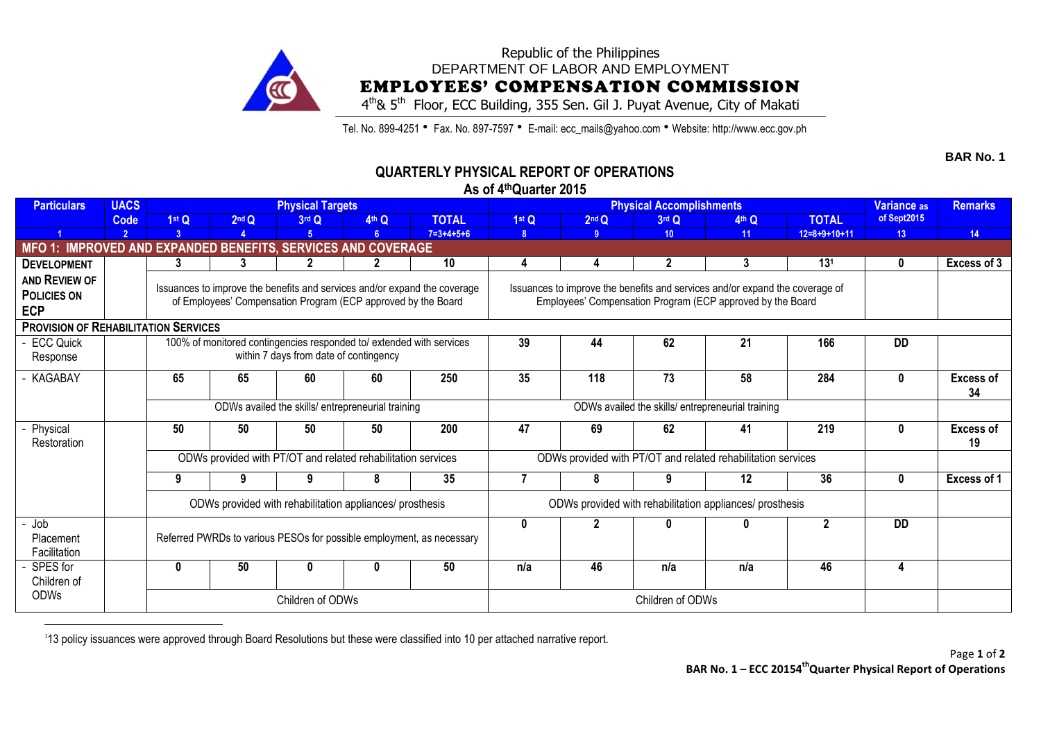Republic of the Philippines

DEPARTMENT OF LABOR AND EMPLOYMENT

# EMPLOYEES' COMPENSATION COMMISSION

4th & 5th Floor, ECC Building, 355 Sen. Gil J. Puyat Avenue, City of Makati

Tel. No. 899-4251 • Fax. No. 897-7597 • E-mail: ecc_mails@yahoo.com • Website: http://www.ecc.gov.ph

**BAR No. 1**

## QUARTERLY PHYSICAL REPORT OF OPERATIONS

**As of 4th Quarter 2015**

| Particulars | UACS Code | Physical Targets | | | | | Physical Accomplishments | | | | | Variance as of Sept2015 | Remarks |
|---|---|---|---|---|---|---|---|---|---|---|---|---|---|
| | | 1st Q | 2nd Q | 3rd Q | 4th Q | TOTAL | 1st Q | 2nd Q | 3rd Q | 4th Q | TOTAL | | |
| 1 | 2 | 3 | 4 | 5 | 6 | 7=3+4+5+6 | 8 | 9 | 10 | 11 | 12=8+9+10+11 | 13 | 14 |
| **MFO 1: IMPROVED AND EXPANDED BENEFITS, SERVICES AND COVERAGE** | | | | | | | | | | | | | |
| **DEVELOPMENT AND REVIEW OF POLICIES ON ECP** | | 3 | 3 | 2 | 2 | 10 | 4 | 4 | 2 | 3 | 13[1] | 0 | Excess of 3 |
| | | Issuances to improve the benefits and services and/or expand the coverage of Employees' Compensation Program (ECP approved by the Board | | | | | Issuances to improve the benefits and services and/or expand the coverage of Employees' Compensation Program (ECP approved by the Board | | | | | | |
| **PROVISION OF REHABILITATION SERVICES** | | | | | | | | | | | | | |
| - ECC Quick Response | | 100% of monitored contingencies responded to/ extended with services within 7 days from date of contingency | | | | | 39 | 44 | 62 | 21 | 166 | DD | |
| - KAGABAY | | 65 | 65 | 60 | 60 | 250 | 35 | 118 | 73 | 58 | 284 | 0 | Excess of 34 |
| | | ODWs availed the skills/ entrepreneurial training | | | | | ODWs availed the skills/ entrepreneurial training | | | | | | |
| - Physical Restoration | | 50 | 50 | 50 | 50 | 200 | 47 | 69 | 62 | 41 | 219 | 0 | Excess of 19 |
| | | ODWs provided with PT/OT and related rehabilitation services | | | | | ODWs provided with PT/OT and related rehabilitation services | | | | | | |
| | | 9 | 9 | 9 | 8 | 35 | 7 | 8 | 9 | 12 | 36 | 0 | Excess of 1 |
| | | ODWs provided with rehabilitation appliances/ prosthesis | | | | | ODWs provided with rehabilitation appliances/ prosthesis | | | | | | |
| - Job Placement Facilitation | | Referred PWRDs to various PESOs for possible employment, as necessary | | | | | 0 | 2 | 0 | 0 | 2 | DD | |
| - SPES for Children of ODWs | | 0 | 50 | 0 | 0 | 50 | n/a | 46 | n/a | n/a | 46 | 4 | |
| | | Children of ODWs | | | | | Children of ODWs | | | | | | |

[1] 13 policy issuances were approved through Board Resolutions but these were classified into 10 per attached narrative report.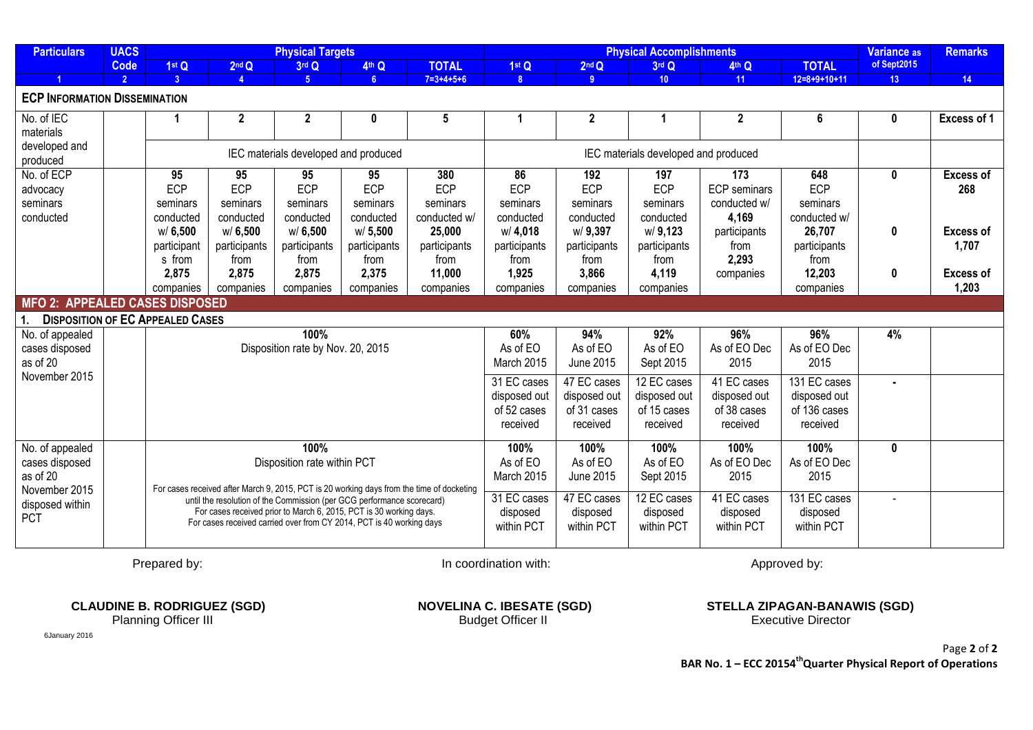| Particulars | UACS Code | Physical Targets | | | | | Physical Accomplishments | | | | | Variance as of Sept2015 | Remarks |
|---|---|---|---|---|---|---|---|---|---|---|---|---|---|
| | | 1st Q | 2nd Q | 3rd Q | 4th Q | TOTAL | 1st Q | 2nd Q | 3rd Q | 4th Q | TOTAL | | |
| 1 | 2 | 3 | 4 | 5 | 6 | 7=3+4+5+6 | 8 | 9 | 10 | 11 | 12=8+9+10+11 | 13 | 14 |
| **ECP INFORMATION DISSEMINATION** | | | | | | | | | | | | | |
| No. of IEC materials developed and produced | | 1 | 2 | 2 | 0 | 5 | 1 | 2 | 1 | 2 | 6 | 0 | Excess of 1 |
| | | IEC materials developed and produced | | | | | IEC materials developed and produced | | | | | | |
| No. of ECP advocacy seminars conducted | | 95 ECP seminars conducted w/ 6,500 participants from 2,875 companies | 95 ECP seminars conducted w/ 6,500 participants from 2,875 companies | 95 ECP seminars conducted w/ 6,500 participants from 2,875 companies | 95 ECP seminars conducted w/ 5,500 participants from 2,375 companies | 380 ECP seminars conducted w/ 25,000 participants from 11,000 companies | 86 ECP seminars conducted w/ 4,018 participants from 1,925 companies | 192 ECP seminars conducted w/ 9,397 participants from 3,866 companies | 197 ECP seminars conducted w/ 9,123 participants from 4,119 companies | 173 ECP seminars conducted w/ 4,169 participants from 2,293 companies | 648 ECP seminars conducted w/ 26,707 participants from 12,203 companies | 0<br>0<br>0 | Excess of 268<br>Excess of 1,707<br>Excess of 1,203 |
| **MFO 2: APPEALED CASES DISPOSED** | | | | | | | | | | | | | |
| **1. DISPOSITION OF EC APPEALED CASES** | | | | | | | | | | | | | |
| No. of appealed cases disposed as of 20 November 2015 | | 100% Disposition rate by Nov. 20, 2015 | | | | | 60% As of EO March 2015 | 94% As of EO June 2015 | 92% As of EO Sept 2015 | 96% As of EO Dec 2015 | 96% As of EO Dec 2015 | 4% | |
| | | | | | | | 31 EC cases disposed out of 52 cases received | 47 EC cases disposed out of 31 cases received | 12 EC cases disposed out of 15 cases received | 41 EC cases disposed out of 38 cases received | 131 EC cases disposed out of 136 cases received | - | |
| No. of appealed cases disposed as of 20 November 2015 disposed within PCT | | 100% Disposition rate within PCT<br>For cases received after March 9, 2015, PCT is 20 working days from the time of docketing until the resolution of the Commission (per GCG performance scorecard)<br>For cases received prior to March 6, 2015, PCT is 30 working days.<br>For cases received carried over from CY 2014, PCT is 40 working days | | | | | 100% As of EO March 2015 | 100% As of EO June 2015 | 100% As of EO Sept 2015 | 100% As of EO Dec 2015 | 100% As of EO Dec 2015 | 0 | |
| | | | | | | | 31 EC cases disposed within PCT | 47 EC cases disposed within PCT | 12 EC cases disposed within PCT | 41 EC cases disposed within PCT | 131 EC cases disposed within PCT | - | |

Prepared by:

**CLAUDINE B. RODRIGUEZ (SGD)**
Planning Officer III

In coordination with:

**NOVELINA C. IBESATE (SGD)**
Budget Officer II

Approved by:

**STELLA ZIPAGAN-BANAWIS (SGD)**
Executive Director

6January 2016

**BAR No. 1 – ECC 2015 4th Quarter Physical Report of Operations**